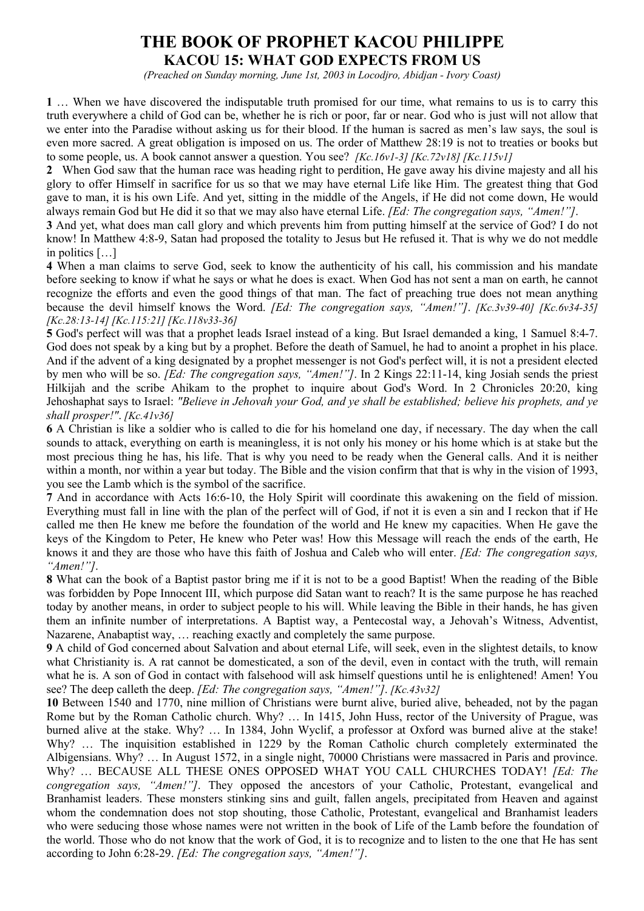# THE BOOK OF PROPHET KACOU PHILIPPE

## KACOU 15: WHAT GOD EXPECTS FROM US

*(Preached on Sunday morning, June 1st, 2003 in Locodjro, Abidjan - Ivory Coast)*

**1** … When we have discovered the indisputable truth promised for our time, what remains to us is to carry this truth everywhere a child of God can be, whether he is rich or poor, far or near. God who is just will not allow that we enter into the Paradise without asking us for their blood. If the human is sacred as men's law says, the soul is even more sacred. A great obligation is imposed on us. The order of Matthew 28:19 is not to treaties or books but to some people, us. A book cannot answer a question. You see? *[Kc.16v1-3] [Kc.72v18] [Kc.115v1]*

**2** When God saw that the human race was heading right to perdition, He gave away his divine majesty and all his glory to offer Himself in sacrifice for us so that we may have eternal Life like Him. The greatest thing that God gave to man, it is his own Life. And yet, sitting in the middle of the Angels, if He did not come down, He would always remain God but He did it so that we may also have eternal Life. *[Ed: The congregation says, "Amen!"]*.

**3** And yet, what does man call glory and which prevents him from putting himself at the service of God? I do not know! In Matthew 4:8-9, Satan had proposed the totality to Jesus but He refused it. That is why we do not meddle in politics […]

**4** When a man claims to serve God, seek to know the authenticity of his call, his commission and his mandate before seeking to know if what he says or what he does is exact. When God has not sent a man on earth, he cannot recognize the efforts and even the good things of that man. The fact of preaching true does not mean anything because the devil himself knows the Word. *[Ed: The congregation says, "Amen!"]*. *[Kc.3v39-40] [Kc.6v34-35] [Kc.28:13-14] [Kc.115:21] [Kc.118v33-36]*

**5** God's perfect will was that a prophet leads Israel instead of a king. But Israel demanded a king, 1 Samuel 8:4-7. God does not speak by a king but by a prophet. Before the death of Samuel, he had to anoint a prophet in his place. And if the advent of a king designated by a prophet messenger is not God's perfect will, it is not a president elected by men who will be so. *[Ed: The congregation says, "Amen!"]*. In 2 Kings 22:11-14, king Josiah sends the priest Hilkijah and the scribe Ahikam to the prophet to inquire about God's Word. In 2 Chronicles 20:20, king Jehoshaphat says to Israel: *"Believe in Jehovah your God, and ye shall be established; believe his prophets, and ye shall prosper!"*. *[Kc.41v36]*

**6** A Christian is like a soldier who is called to die for his homeland one day, if necessary. The day when the call sounds to attack, everything on earth is meaningless, it is not only his money or his home which is at stake but the most precious thing he has, his life. That is why you need to be ready when the General calls. And it is neither within a month, nor within a year but today. The Bible and the vision confirm that that is why in the vision of 1993, you see the Lamb which is the symbol of the sacrifice.

**7** And in accordance with Acts 16:6-10, the Holy Spirit will coordinate this awakening on the field of mission. Everything must fall in line with the plan of the perfect will of God, if not it is even a sin and I reckon that if He called me then He knew me before the foundation of the world and He knew my capacities. When He gave the keys of the Kingdom to Peter, He knew who Peter was! How this Message will reach the ends of the earth, He knows it and they are those who have this faith of Joshua and Caleb who will enter. *[Ed: The congregation says, "Amen!"]*.

**8** What can the book of a Baptist pastor bring me if it is not to be a good Baptist! When the reading of the Bible was forbidden by Pope Innocent III, which purpose did Satan want to reach? It is the same purpose he has reached today by another means, in order to subject people to his will. While leaving the Bible in their hands, he has given them an infinite number of interpretations. A Baptist way, a Pentecostal way, a Jehovah's Witness, Adventist, Nazarene, Anabaptist way, … reaching exactly and completely the same purpose.

**9** A child of God concerned about Salvation and about eternal Life, will seek, even in the slightest details, to know what Christianity is. A rat cannot be domesticated, a son of the devil, even in contact with the truth, will remain what he is. A son of God in contact with falsehood will ask himself questions until he is enlightened! Amen! You see? The deep calleth the deep. *[Ed: The congregation says, "Amen!"]*. *[Kc.43v32]*

**10** Between 1540 and 1770, nine million of Christians were burnt alive, buried alive, beheaded, not by the pagan Rome but by the Roman Catholic church. Why? … In 1415, John Huss, rector of the University of Prague, was burned alive at the stake. Why? … In 1384, John Wyclif, a professor at Oxford was burned alive at the stake! Why? … The inquisition established in 1229 by the Roman Catholic church completely exterminated the Albigensians. Why? … In August 1572, in a single night, 70000 Christians were massacred in Paris and province. Why? … BECAUSE ALL THESE ONES OPPOSED WHAT YOU CALL CHURCHES TODAY! *[Ed: The congregation says, "Amen!"]*. They opposed the ancestors of your Catholic, Protestant, evangelical and Branhamist leaders. These monsters stinking sins and guilt, fallen angels, precipitated from Heaven and against whom the condemnation does not stop shouting, those Catholic, Protestant, evangelical and Branhamist leaders who were seducing those whose names were not written in the book of Life of the Lamb before the foundation of the world. Those who do not know that the work of God, it is to recognize and to listen to the one that He has sent according to John 6:28-29. *[Ed: The congregation says, "Amen!"]*.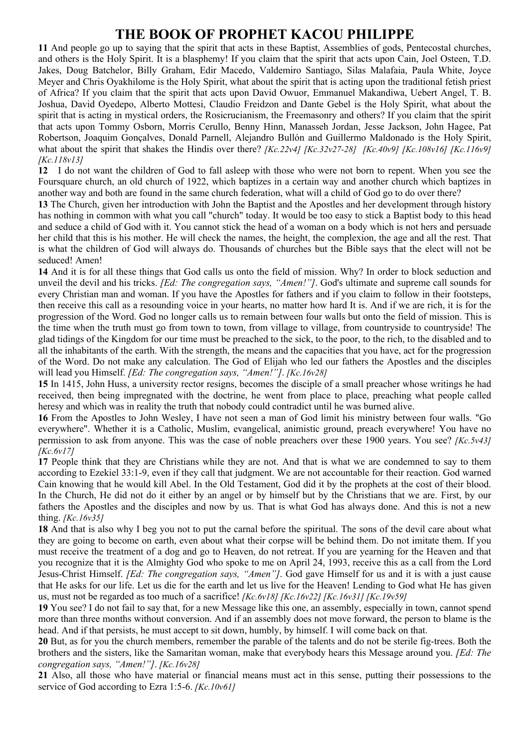# THE BOOK OF PROPHET KACOU PHILIPPE

**11** And people go up to saying that the spirit that acts in these Baptist, Assemblies of gods, Pentecostal churches, and others is the Holy Spirit. It is a blasphemy! If you claim that the spirit that acts upon Cain, Joel Osteen, T.D. Jakes, Doug Batchelor, Billy Graham, Edir Macedo, Valdemiro Santiago, Silas Malafaia, Paula White, Joyce Meyer and Chris Oyakhilome is the Holy Spirit, what about the spirit that is acting upon the traditional fetish priest of Africa? If you claim that the spirit that acts upon David Owuor, Emmanuel Makandiwa, Uebert Angel, T. B. Joshua, David Oyedepo, Alberto Mottesi, Claudio Freidzon and Dante Gebel is the Holy Spirit, what about the spirit that is acting in mystical orders, the Rosicrucianism, the Freemasonry and others? If you claim that the spirit that acts upon Tommy Osborn, Morris Cerullo, Benny Hinn, Manasseh Jordan, Jesse Jackson, John Hagee, Pat Robertson, Joaquim Gonçalves, Donald Parnell, Alejandro Bullón and Guillermo Maldonado is the Holy Spirit, what about the spirit that shakes the Hindis over there? *[Kc.22v4] [Kc.32v27-28] [Kc.40v9] [Kc.108v16] [Kc.116v9] [Kc.118v13]*

**12** I do not want the children of God to fall asleep with those who were not born to repent. When you see the Foursquare church, an old church of 1922, which baptizes in a certain way and another church which baptizes in another way and both are found in the same church federation, what will a child of God go to do over there?

**13** The Church, given her introduction with John the Baptist and the Apostles and her development through history has nothing in common with what you call "church" today. It would be too easy to stick a Baptist body to this head and seduce a child of God with it. You cannot stick the head of a woman on a body which is not hers and persuade her child that this is his mother. He will check the names, the height, the complexion, the age and all the rest. That is what the children of God will always do. Thousands of churches but the Bible says that the elect will not be seduced! Amen!

**14** And it is for all these things that God calls us onto the field of mission. Why? In order to block seduction and unveil the devil and his tricks. *[Ed: The congregation says, "Amen!"]*. God's ultimate and supreme call sounds for every Christian man and woman. If you have the Apostles for fathers and if you claim to follow in their footsteps, then receive this call as a resounding voice in your hearts, no matter how hard It is. And if we are rich, it is for the progression of the Word. God no longer calls us to remain between four walls but onto the field of mission. This is the time when the truth must go from town to town, from village to village, from countryside to countryside! The glad tidings of the Kingdom for our time must be preached to the sick, to the poor, to the rich, to the disabled and to all the inhabitants of the earth. With the strength, the means and the capacities that you have, act for the progression of the Word. Do not make any calculation. The God of Elijah who led our fathers the Apostles and the disciples will lead you Himself. *[Ed: The congregation says, "Amen!"]*. *[Kc.16v28]*

**15** In 1415, John Huss, a university rector resigns, becomes the disciple of a small preacher whose writings he had received, then being impregnated with the doctrine, he went from place to place, preaching what people called heresy and which was in reality the truth that nobody could contradict until he was burned alive.

**16** From the Apostles to John Wesley, I have not seen a man of God limit his ministry between four walls. "Go everywhere". Whether it is a Catholic, Muslim, evangelical, animistic ground, preach everywhere! You have no permission to ask from anyone. This was the case of noble preachers over these 1900 years. You see? *[Kc.5v43] [Kc.6v17]*

**17** People think that they are Christians while they are not. And that is what we are condemned to say to them according to Ezekiel 33:1-9, even if they call that judgment. We are not accountable for their reaction. God warned Cain knowing that he would kill Abel. In the Old Testament, God did it by the prophets at the cost of their blood. In the Church, He did not do it either by an angel or by himself but by the Christians that we are. First, by our fathers the Apostles and the disciples and now by us. That is what God has always done. And this is not a new thing. *[Kc.16v35]*

**18** And that is also why I beg you not to put the carnal before the spiritual. The sons of the devil care about what they are going to become on earth, even about what their corpse will be behind them. Do not imitate them. If you must receive the treatment of a dog and go to Heaven, do not retreat. If you are yearning for the Heaven and that you recognize that it is the Almighty God who spoke to me on April 24, 1993, receive this as a call from the Lord Jesus-Christ Himself. *[Ed: The congregation says, "Amen"]*. God gave Himself for us and it is with a just cause that He asks for our life. Let us die for the earth and let us live for the Heaven! Lending to God what He has given us, must not be regarded as too much of a sacrifice! *[Kc.6v18] [Kc.16v22] [Kc.16v31] [Kc.19v59]*

**19** You see? I do not fail to say that, for a new Message like this one, an assembly, especially in town, cannot spend more than three months without conversion. And if an assembly does not move forward, the person to blame is the head. And if that persists, he must accept to sit down, humbly, by himself. I will come back on that.

**20** But, as for you the church members, remember the parable of the talents and do not be sterile fig-trees. Both the brothers and the sisters, like the Samaritan woman, make that everybody hears this Message around you. *[Ed: The congregation says, "Amen!"]*. *[Kc.16v28]*

**21** Also, all those who have material or financial means must act in this sense, putting their possessions to the service of God according to Ezra 1:5-6. *[Kc.10v61]*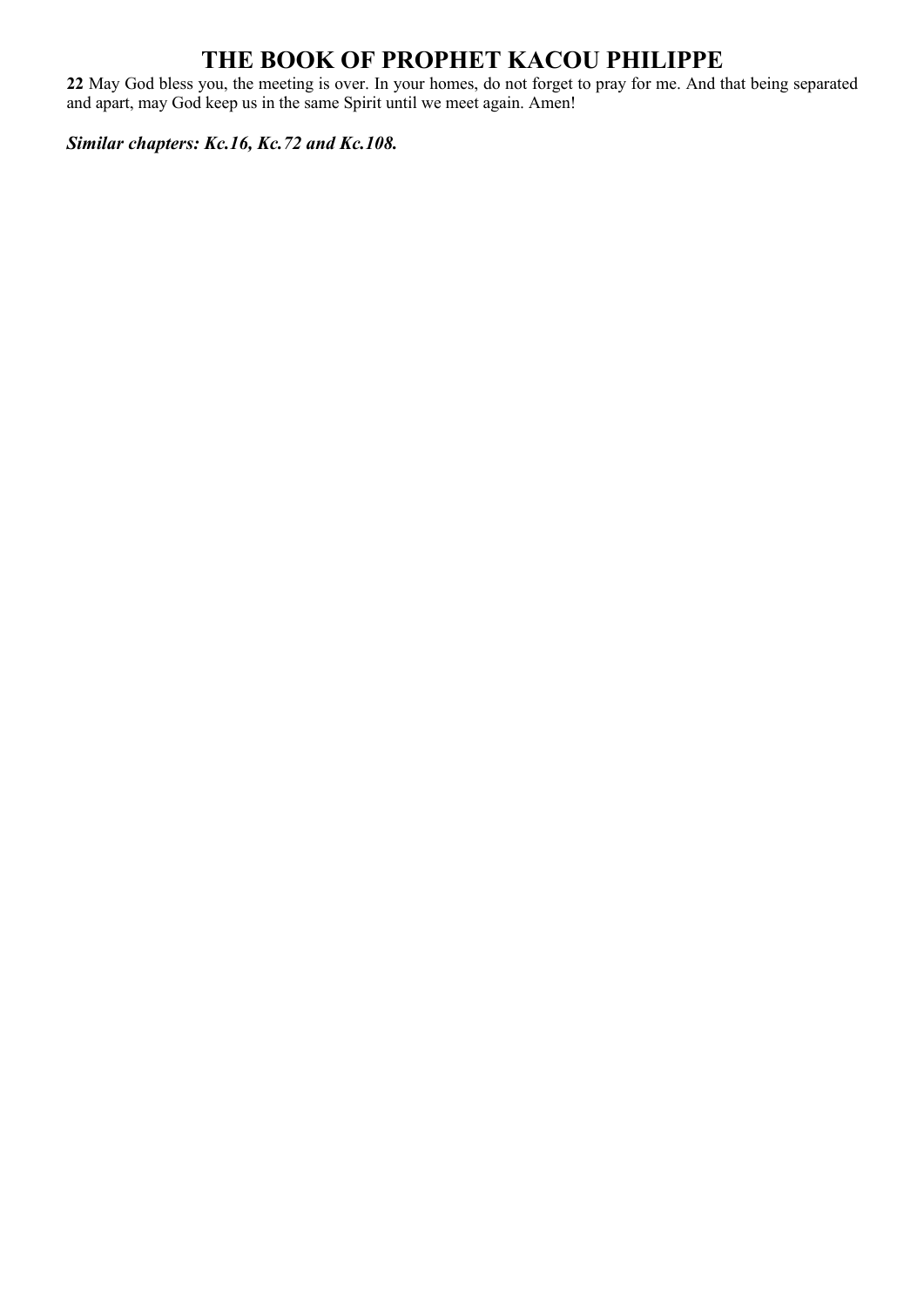**22** May God bless you, the meeting is over. In your homes, do not forget to pray for me. And that being separated and apart, may God keep us in the same Spirit until we meet again. Amen!

***Similar chapters: Kc.16, Kc.72 and Kc.108.***